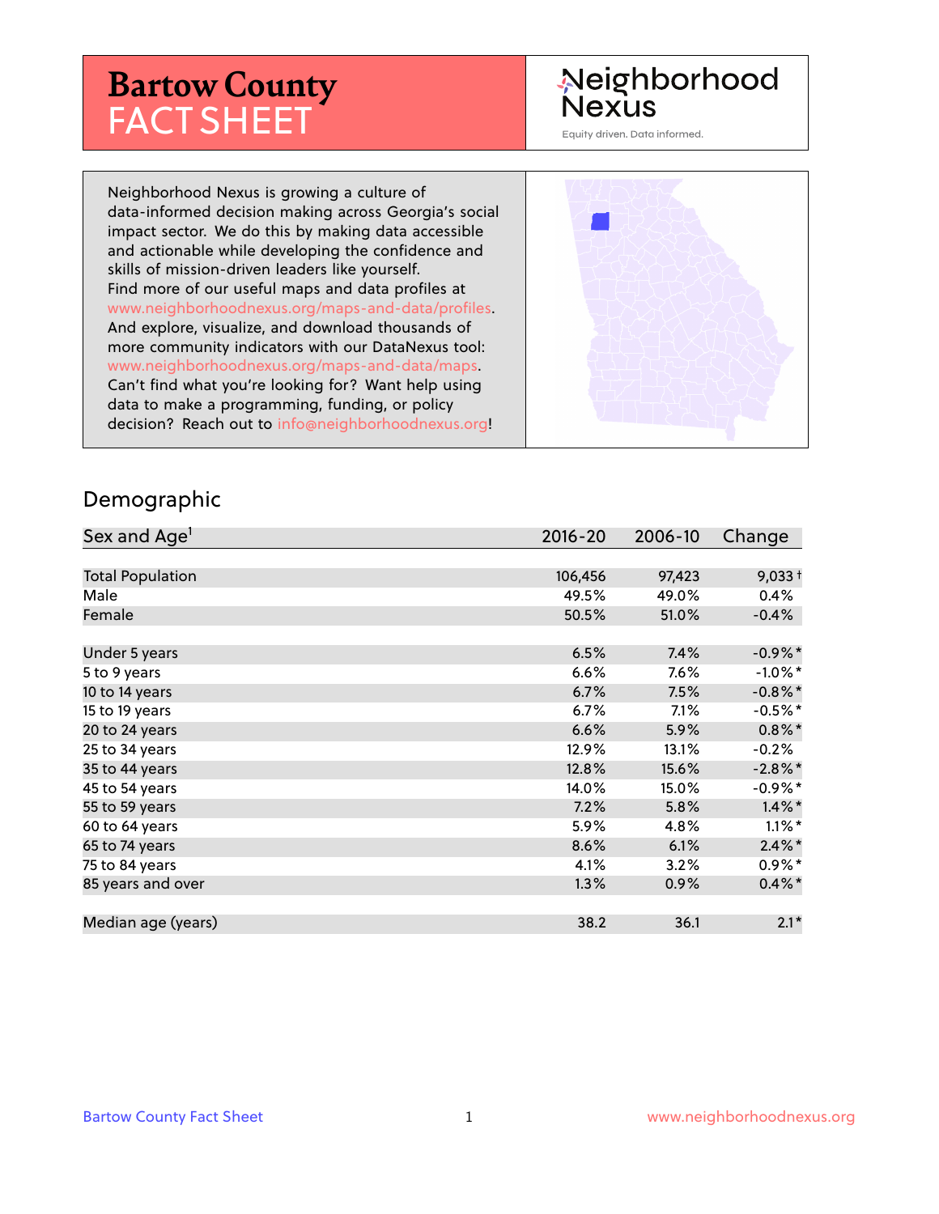# Bartow County FACT SHEET

Neighborhood Nexus

Equity driven. Data informed.

Neighborhood Nexus is growing a culture of data-informed decision making across Georgia's social impact sector. We do this by making data accessible and actionable while developing the confidence and skills of mission-driven leaders like yourself. Find more of our useful maps and data profiles at www.neighborhoodnexus.org/maps-and-data/profiles. And explore, visualize, and download thousands of more community indicators with our DataNexus tool: www.neighborhoodnexus.org/maps-and-data/maps. Can't find what you're looking for? Want help using data to make a programming, funding, or policy decision? Reach out to info@neighborhoodnexus.org!

## Demographic

| Sex and Age[1] | 2016-20 | 2006-10 | Change |
|---|---|---|---|
| Total Population | 106,456 | 97,423 | 9,033† |
| Male | 49.5% | 49.0% | 0.4% |
| Female | 50.5% | 51.0% | -0.4% |
| Under 5 years | 6.5% | 7.4% | -0.9%* |
| 5 to 9 years | 6.6% | 7.6% | -1.0%* |
| 10 to 14 years | 6.7% | 7.5% | -0.8%* |
| 15 to 19 years | 6.7% | 7.1% | -0.5%* |
| 20 to 24 years | 6.6% | 5.9% | 0.8%* |
| 25 to 34 years | 12.9% | 13.1% | -0.2% |
| 35 to 44 years | 12.8% | 15.6% | -2.8%* |
| 45 to 54 years | 14.0% | 15.0% | -0.9%* |
| 55 to 59 years | 7.2% | 5.8% | 1.4%* |
| 60 to 64 years | 5.9% | 4.8% | 1.1%* |
| 65 to 74 years | 8.6% | 6.1% | 2.4%* |
| 75 to 84 years | 4.1% | 3.2% | 0.9%* |
| 85 years and over | 1.3% | 0.9% | 0.4%* |
| Median age (years) | 38.2 | 36.1 | 2.1* |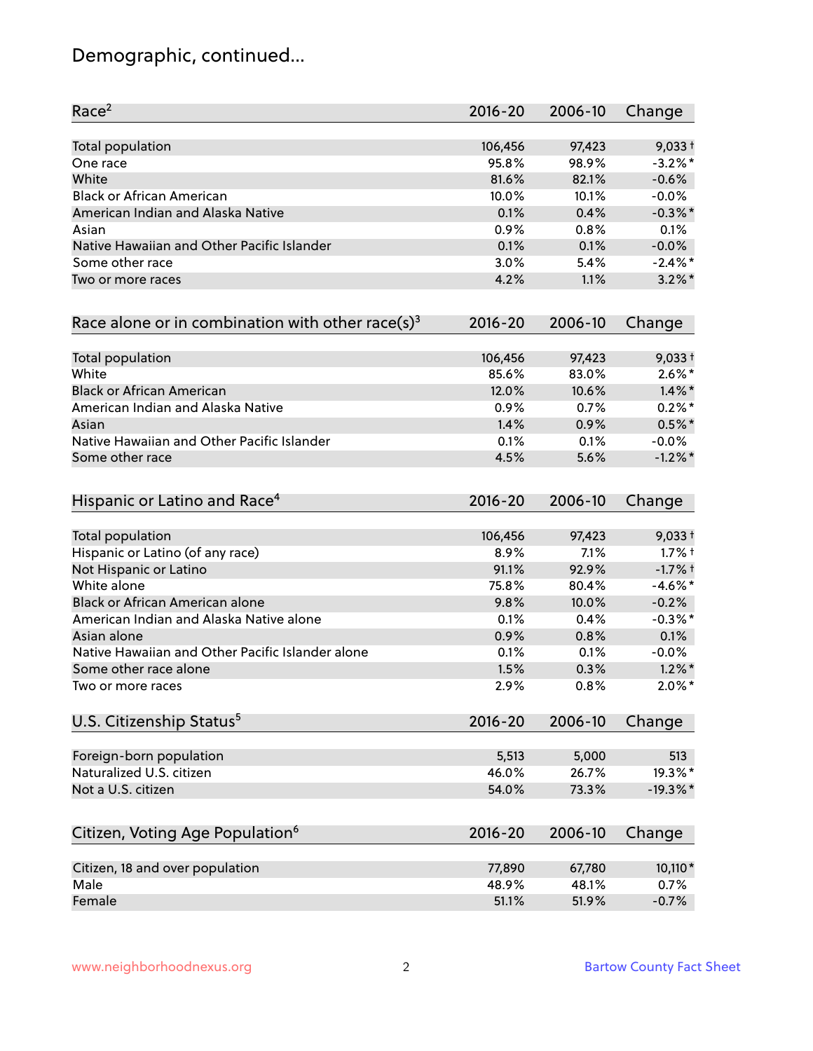# Demographic, continued...

| Race[2] | 2016-20 | 2006-10 | Change |
|---|---|---|---|
| Total population | 106,456 | 97,423 | 9,033 † |
| One race | 95.8% | 98.9% | -3.2% * |
| White | 81.6% | 82.1% | -0.6% |
| Black or African American | 10.0% | 10.1% | -0.0% |
| American Indian and Alaska Native | 0.1% | 0.4% | -0.3% * |
| Asian | 0.9% | 0.8% | 0.1% |
| Native Hawaiian and Other Pacific Islander | 0.1% | 0.1% | -0.0% |
| Some other race | 3.0% | 5.4% | -2.4% * |
| Two or more races | 4.2% | 1.1% | 3.2% * |

| Race alone or in combination with other race(s)[3] | 2016-20 | 2006-10 | Change |
|---|---|---|---|
| Total population | 106,456 | 97,423 | 9,033 † |
| White | 85.6% | 83.0% | 2.6% * |
| Black or African American | 12.0% | 10.6% | 1.4% * |
| American Indian and Alaska Native | 0.9% | 0.7% | 0.2% * |
| Asian | 1.4% | 0.9% | 0.5% * |
| Native Hawaiian and Other Pacific Islander | 0.1% | 0.1% | -0.0% |
| Some other race | 4.5% | 5.6% | -1.2% * |

| Hispanic or Latino and Race[4] | 2016-20 | 2006-10 | Change |
|---|---|---|---|
| Total population | 106,456 | 97,423 | 9,033 † |
| Hispanic or Latino (of any race) | 8.9% | 7.1% | 1.7% † |
| Not Hispanic or Latino | 91.1% | 92.9% | -1.7% † |
| White alone | 75.8% | 80.4% | -4.6% * |
| Black or African American alone | 9.8% | 10.0% | -0.2% |
| American Indian and Alaska Native alone | 0.1% | 0.4% | -0.3% * |
| Asian alone | 0.9% | 0.8% | 0.1% |
| Native Hawaiian and Other Pacific Islander alone | 0.1% | 0.1% | -0.0% |
| Some other race alone | 1.5% | 0.3% | 1.2% * |
| Two or more races | 2.9% | 0.8% | 2.0% * |

| U.S. Citizenship Status[5] | 2016-20 | 2006-10 | Change |
|---|---|---|---|
| Foreign-born population | 5,513 | 5,000 | 513 |
| Naturalized U.S. citizen | 46.0% | 26.7% | 19.3% * |
| Not a U.S. citizen | 54.0% | 73.3% | -19.3% * |

| Citizen, Voting Age Population[6] | 2016-20 | 2006-10 | Change |
|---|---|---|---|
| Citizen, 18 and over population | 77,890 | 67,780 | 10,110 * |
| Male | 48.9% | 48.1% | 0.7% |
| Female | 51.1% | 51.9% | -0.7% |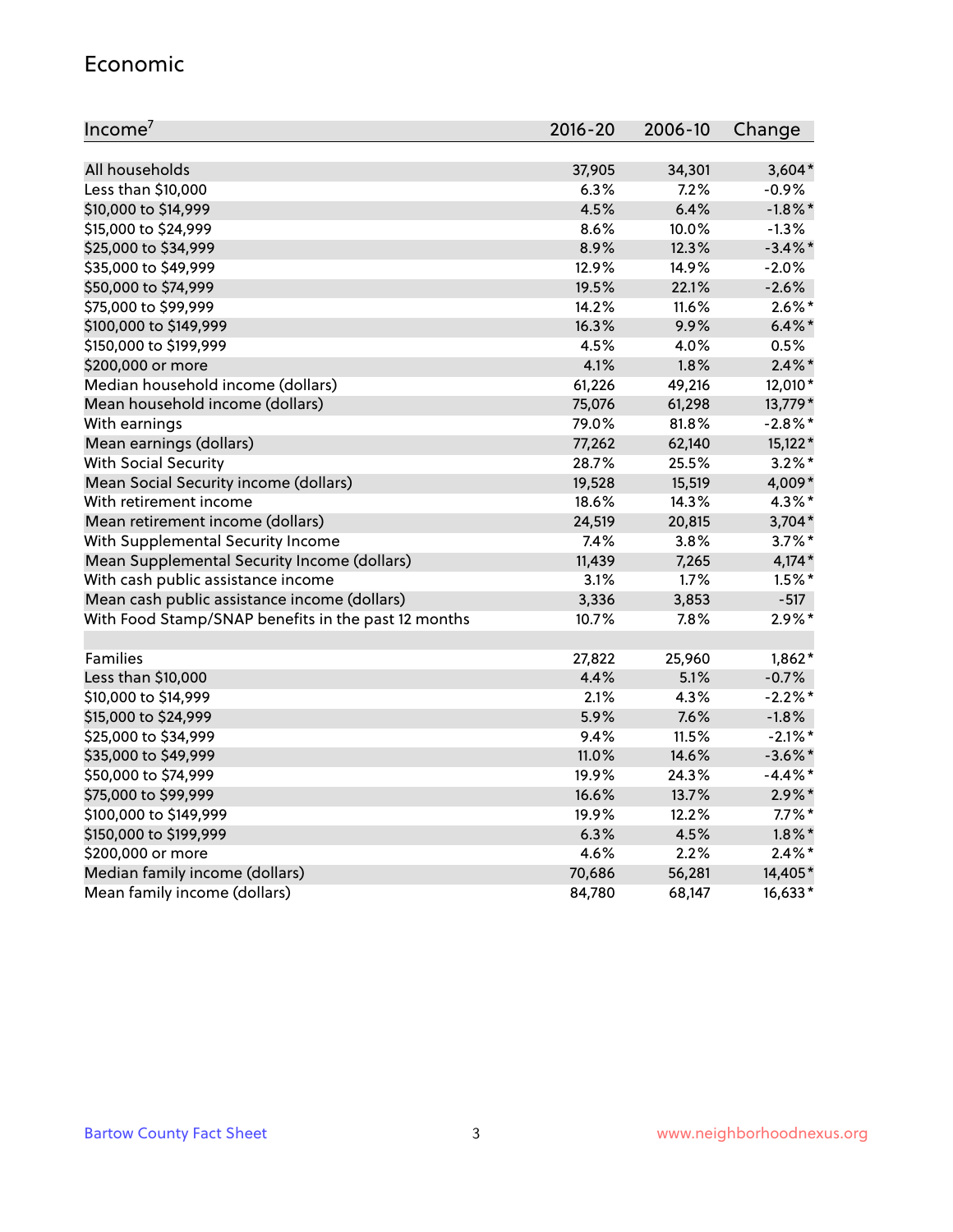## Economic

| Income[7] | 2016-20 | 2006-10 | Change |
|---|---|---|---|
| All households | 37,905 | 34,301 | 3,604* |
| Less than $10,000 | 6.3% | 7.2% | -0.9% |
| $10,000 to $14,999 | 4.5% | 6.4% | -1.8%* |
| $15,000 to $24,999 | 8.6% | 10.0% | -1.3% |
| $25,000 to $34,999 | 8.9% | 12.3% | -3.4%* |
| $35,000 to $49,999 | 12.9% | 14.9% | -2.0% |
| $50,000 to $74,999 | 19.5% | 22.1% | -2.6% |
| $75,000 to $99,999 | 14.2% | 11.6% | 2.6%* |
| $100,000 to $149,999 | 16.3% | 9.9% | 6.4%* |
| $150,000 to $199,999 | 4.5% | 4.0% | 0.5% |
| $200,000 or more | 4.1% | 1.8% | 2.4%* |
| Median household income (dollars) | 61,226 | 49,216 | 12,010* |
| Mean household income (dollars) | 75,076 | 61,298 | 13,779* |
| With earnings | 79.0% | 81.8% | -2.8%* |
| Mean earnings (dollars) | 77,262 | 62,140 | 15,122* |
| With Social Security | 28.7% | 25.5% | 3.2%* |
| Mean Social Security income (dollars) | 19,528 | 15,519 | 4,009* |
| With retirement income | 18.6% | 14.3% | 4.3%* |
| Mean retirement income (dollars) | 24,519 | 20,815 | 3,704* |
| With Supplemental Security Income | 7.4% | 3.8% | 3.7%* |
| Mean Supplemental Security Income (dollars) | 11,439 | 7,265 | 4,174* |
| With cash public assistance income | 3.1% | 1.7% | 1.5%* |
| Mean cash public assistance income (dollars) | 3,336 | 3,853 | -517 |
| With Food Stamp/SNAP benefits in the past 12 months | 10.7% | 7.8% | 2.9%* |
| | | | |
| Families | 27,822 | 25,960 | 1,862* |
| Less than $10,000 | 4.4% | 5.1% | -0.7% |
| $10,000 to $14,999 | 2.1% | 4.3% | -2.2%* |
| $15,000 to $24,999 | 5.9% | 7.6% | -1.8% |
| $25,000 to $34,999 | 9.4% | 11.5% | -2.1%* |
| $35,000 to $49,999 | 11.0% | 14.6% | -3.6%* |
| $50,000 to $74,999 | 19.9% | 24.3% | -4.4%* |
| $75,000 to $99,999 | 16.6% | 13.7% | 2.9%* |
| $100,000 to $149,999 | 19.9% | 12.2% | 7.7%* |
| $150,000 to $199,999 | 6.3% | 4.5% | 1.8%* |
| $200,000 or more | 4.6% | 2.2% | 2.4%* |
| Median family income (dollars) | 70,686 | 56,281 | 14,405* |
| Mean family income (dollars) | 84,780 | 68,147 | 16,633* |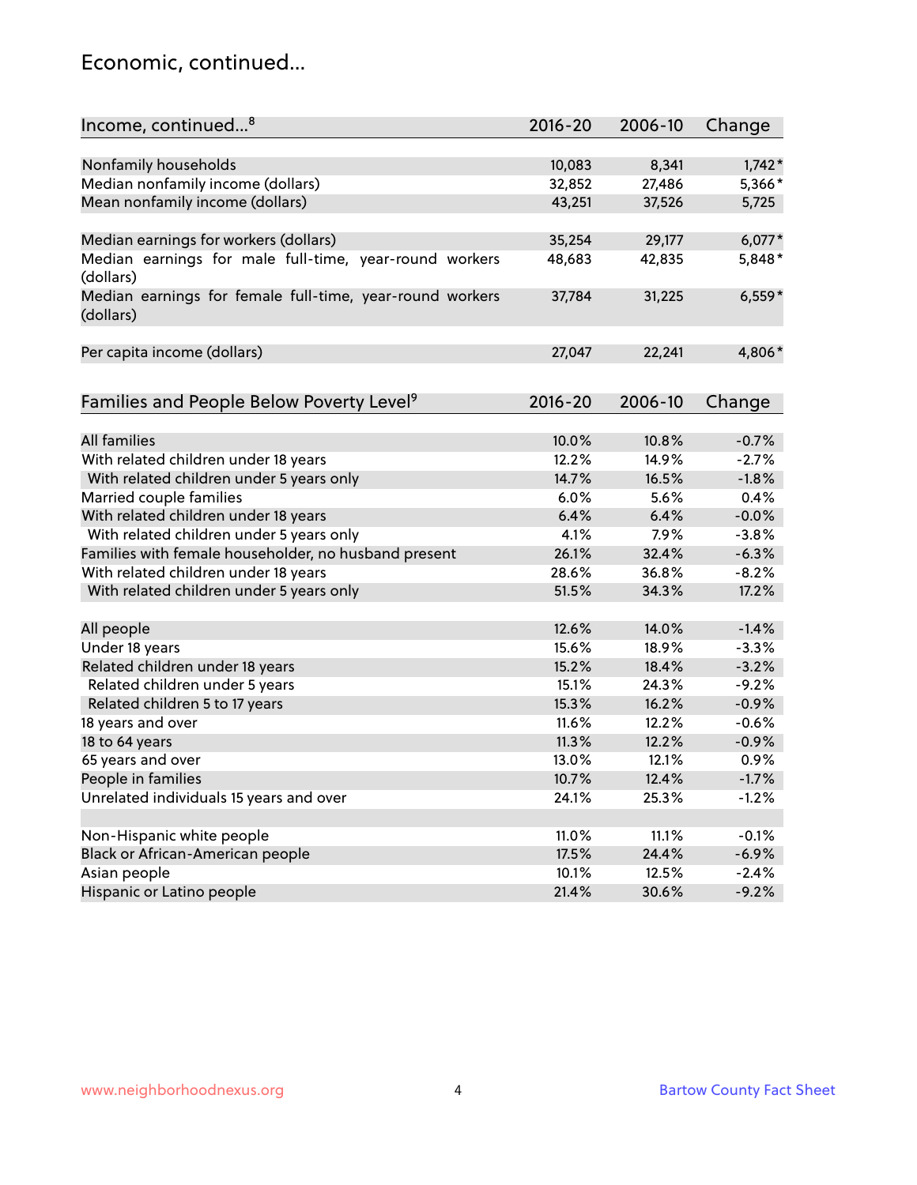## Economic, continued...

| Income, continued...[8] | 2016-20 | 2006-10 | Change |
|---|---|---|---|
| Nonfamily households | 10,083 | 8,341 | 1,742* |
| Median nonfamily income (dollars) | 32,852 | 27,486 | 5,366* |
| Mean nonfamily income (dollars) | 43,251 | 37,526 | 5,725 |
| Median earnings for workers (dollars) | 35,254 | 29,177 | 6,077* |
| Median earnings for male full-time, year-round workers (dollars) | 48,683 | 42,835 | 5,848* |
| Median earnings for female full-time, year-round workers (dollars) | 37,784 | 31,225 | 6,559* |
| Per capita income (dollars) | 27,047 | 22,241 | 4,806* |

| Families and People Below Poverty Level[9] | 2016-20 | 2006-10 | Change |
|---|---|---|---|
| All families | 10.0% | 10.8% | -0.7% |
| With related children under 18 years | 12.2% | 14.9% | -2.7% |
| With related children under 5 years only | 14.7% | 16.5% | -1.8% |
| Married couple families | 6.0% | 5.6% | 0.4% |
| With related children under 18 years | 6.4% | 6.4% | -0.0% |
| With related children under 5 years only | 4.1% | 7.9% | -3.8% |
| Families with female householder, no husband present | 26.1% | 32.4% | -6.3% |
| With related children under 18 years | 28.6% | 36.8% | -8.2% |
| With related children under 5 years only | 51.5% | 34.3% | 17.2% |
| All people | 12.6% | 14.0% | -1.4% |
| Under 18 years | 15.6% | 18.9% | -3.3% |
| Related children under 18 years | 15.2% | 18.4% | -3.2% |
| Related children under 5 years | 15.1% | 24.3% | -9.2% |
| Related children 5 to 17 years | 15.3% | 16.2% | -0.9% |
| 18 years and over | 11.6% | 12.2% | -0.6% |
| 18 to 64 years | 11.3% | 12.2% | -0.9% |
| 65 years and over | 13.0% | 12.1% | 0.9% |
| People in families | 10.7% | 12.4% | -1.7% |
| Unrelated individuals 15 years and over | 24.1% | 25.3% | -1.2% |
| Non-Hispanic white people | 11.0% | 11.1% | -0.1% |
| Black or African-American people | 17.5% | 24.4% | -6.9% |
| Asian people | 10.1% | 12.5% | -2.4% |
| Hispanic or Latino people | 21.4% | 30.6% | -9.2% |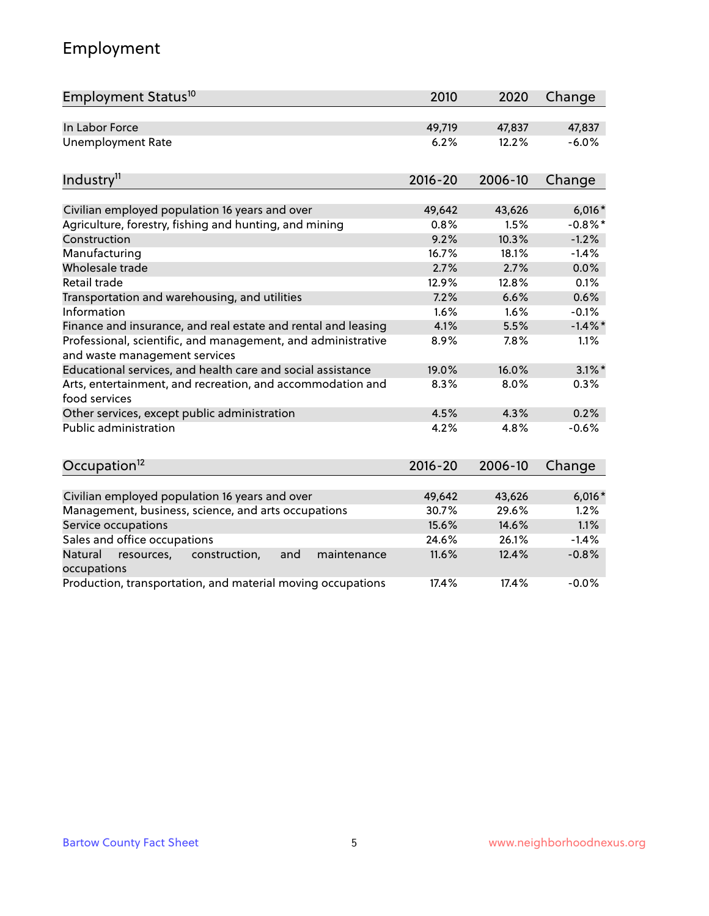## Employment

| Employment Status[10] | 2010 | 2020 | Change |
|---|---|---|---|
| In Labor Force | 49,719 | 47,837 | 47,837 |
| Unemployment Rate | 6.2% | 12.2% | -6.0% |

| Industry[11] | 2016-20 | 2006-10 | Change |
|---|---|---|---|
| Civilian employed population 16 years and over | 49,642 | 43,626 | 6,016* |
| Agriculture, forestry, fishing and hunting, and mining | 0.8% | 1.5% | -0.8%* |
| Construction | 9.2% | 10.3% | -1.2% |
| Manufacturing | 16.7% | 18.1% | -1.4% |
| Wholesale trade | 2.7% | 2.7% | 0.0% |
| Retail trade | 12.9% | 12.8% | 0.1% |
| Transportation and warehousing, and utilities | 7.2% | 6.6% | 0.6% |
| Information | 1.6% | 1.6% | -0.1% |
| Finance and insurance, and real estate and rental and leasing | 4.1% | 5.5% | -1.4%* |
| Professional, scientific, and management, and administrative and waste management services | 8.9% | 7.8% | 1.1% |
| Educational services, and health care and social assistance | 19.0% | 16.0% | 3.1%* |
| Arts, entertainment, and recreation, and accommodation and food services | 8.3% | 8.0% | 0.3% |
| Other services, except public administration | 4.5% | 4.3% | 0.2% |
| Public administration | 4.2% | 4.8% | -0.6% |

| Occupation[12] | 2016-20 | 2006-10 | Change |
|---|---|---|---|
| Civilian employed population 16 years and over | 49,642 | 43,626 | 6,016* |
| Management, business, science, and arts occupations | 30.7% | 29.6% | 1.2% |
| Service occupations | 15.6% | 14.6% | 1.1% |
| Sales and office occupations | 24.6% | 26.1% | -1.4% |
| Natural resources, construction, and maintenance occupations | 11.6% | 12.4% | -0.8% |
| Production, transportation, and material moving occupations | 17.4% | 17.4% | -0.0% |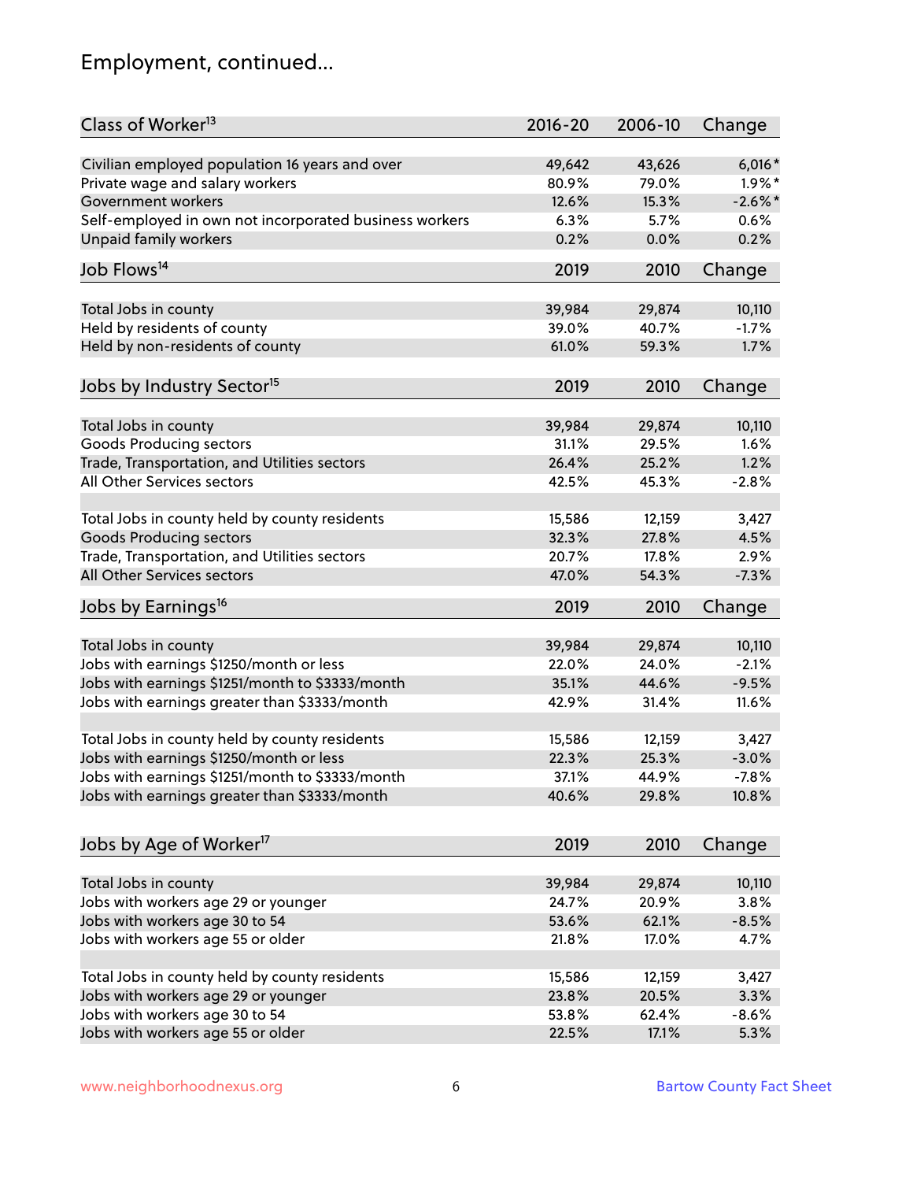## Employment, continued...

| Class of Worker[13] | 2016-20 | 2006-10 | Change |
|---|---|---|---|
| Civilian employed population 16 years and over | 49,642 | 43,626 | 6,016* |
| Private wage and salary workers | 80.9% | 79.0% | 1.9%* |
| Government workers | 12.6% | 15.3% | -2.6%* |
| Self-employed in own not incorporated business workers | 6.3% | 5.7% | 0.6% |
| Unpaid family workers | 0.2% | 0.0% | 0.2% |

| Job Flows[14] | 2019 | 2010 | Change |
|---|---|---|---|
| Total Jobs in county | 39,984 | 29,874 | 10,110 |
| Held by residents of county | 39.0% | 40.7% | -1.7% |
| Held by non-residents of county | 61.0% | 59.3% | 1.7% |

| Jobs by Industry Sector[15] | 2019 | 2010 | Change |
|---|---|---|---|
| Total Jobs in county | 39,984 | 29,874 | 10,110 |
| Goods Producing sectors | 31.1% | 29.5% | 1.6% |
| Trade, Transportation, and Utilities sectors | 26.4% | 25.2% | 1.2% |
| All Other Services sectors | 42.5% | 45.3% | -2.8% |
| | | | |
| Total Jobs in county held by county residents | 15,586 | 12,159 | 3,427 |
| Goods Producing sectors | 32.3% | 27.8% | 4.5% |
| Trade, Transportation, and Utilities sectors | 20.7% | 17.8% | 2.9% |
| All Other Services sectors | 47.0% | 54.3% | -7.3% |

| Jobs by Earnings[16] | 2019 | 2010 | Change |
|---|---|---|---|
| Total Jobs in county | 39,984 | 29,874 | 10,110 |
| Jobs with earnings $1250/month or less | 22.0% | 24.0% | -2.1% |
| Jobs with earnings $1251/month to $3333/month | 35.1% | 44.6% | -9.5% |
| Jobs with earnings greater than $3333/month | 42.9% | 31.4% | 11.6% |
| | | | |
| Total Jobs in county held by county residents | 15,586 | 12,159 | 3,427 |
| Jobs with earnings $1250/month or less | 22.3% | 25.3% | -3.0% |
| Jobs with earnings $1251/month to $3333/month | 37.1% | 44.9% | -7.8% |
| Jobs with earnings greater than $3333/month | 40.6% | 29.8% | 10.8% |

| Jobs by Age of Worker[17] | 2019 | 2010 | Change |
|---|---|---|---|
| Total Jobs in county | 39,984 | 29,874 | 10,110 |
| Jobs with workers age 29 or younger | 24.7% | 20.9% | 3.8% |
| Jobs with workers age 30 to 54 | 53.6% | 62.1% | -8.5% |
| Jobs with workers age 55 or older | 21.8% | 17.0% | 4.7% |
| | | | |
| Total Jobs in county held by county residents | 15,586 | 12,159 | 3,427 |
| Jobs with workers age 29 or younger | 23.8% | 20.5% | 3.3% |
| Jobs with workers age 30 to 54 | 53.8% | 62.4% | -8.6% |
| Jobs with workers age 55 or older | 22.5% | 17.1% | 5.3% |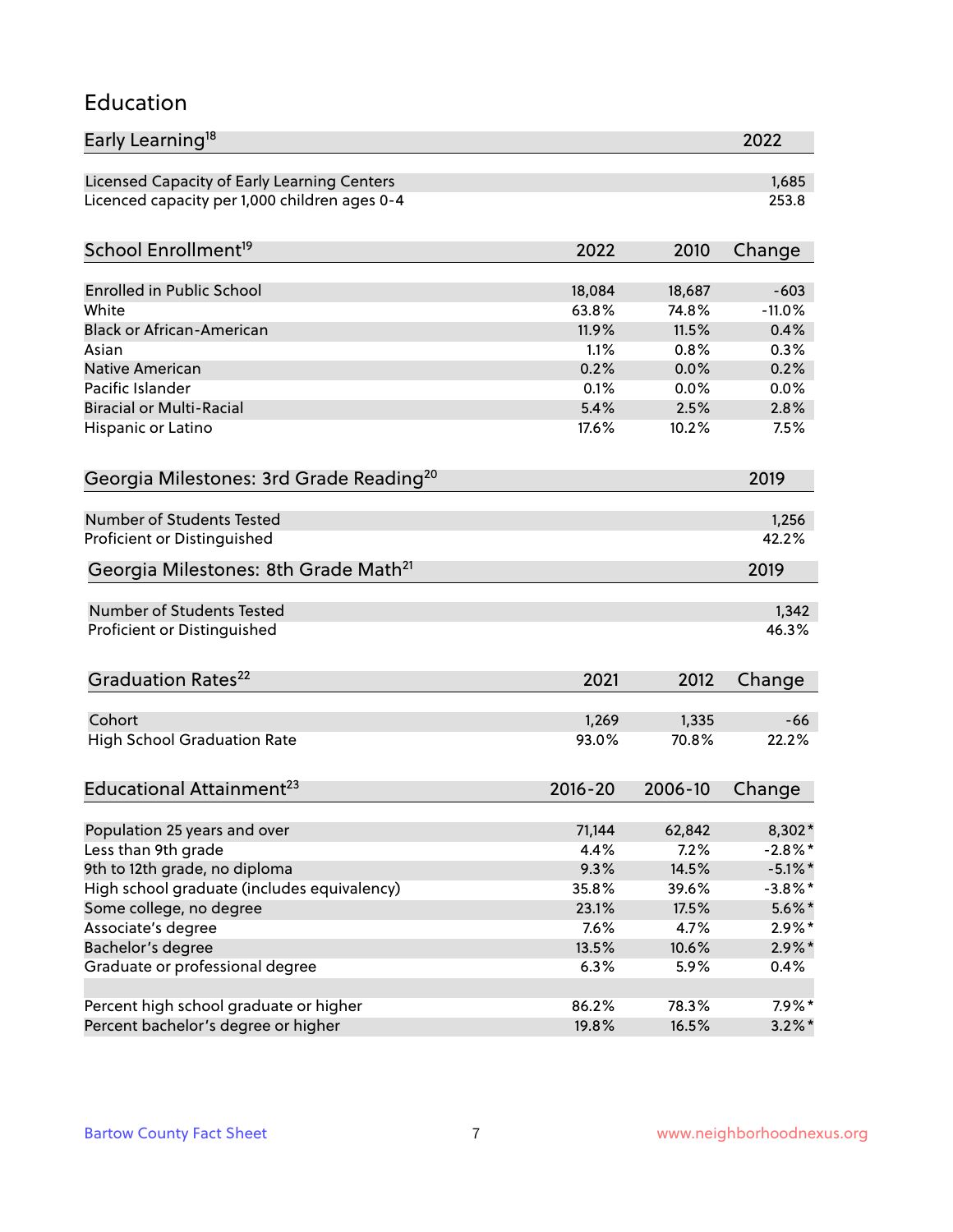## Education

| Early Learning[18] | 2022 |
|---|---|
| Licensed Capacity of Early Learning Centers | 1,685 |
| Licenced capacity per 1,000 children ages 0-4 | 253.8 |

| School Enrollment[19] | 2022 | 2010 | Change |
|---|---|---|---|
| Enrolled in Public School | 18,084 | 18,687 | -603 |
| White | 63.8% | 74.8% | -11.0% |
| Black or African-American | 11.9% | 11.5% | 0.4% |
| Asian | 1.1% | 0.8% | 0.3% |
| Native American | 0.2% | 0.0% | 0.2% |
| Pacific Islander | 0.1% | 0.0% | 0.0% |
| Biracial or Multi-Racial | 5.4% | 2.5% | 2.8% |
| Hispanic or Latino | 17.6% | 10.2% | 7.5% |

| Georgia Milestones: 3rd Grade Reading[20] | 2019 |
|---|---|
| Number of Students Tested | 1,256 |
| Proficient or Distinguished | 42.2% |

| Georgia Milestones: 8th Grade Math[21] | 2019 |
|---|---|
| Number of Students Tested | 1,342 |
| Proficient or Distinguished | 46.3% |

| Graduation Rates[22] | 2021 | 2012 | Change |
|---|---|---|---|
| Cohort | 1,269 | 1,335 | -66 |
| High School Graduation Rate | 93.0% | 70.8% | 22.2% |

| Educational Attainment[23] | 2016-20 | 2006-10 | Change |
|---|---|---|---|
| Population 25 years and over | 71,144 | 62,842 | 8,302* |
| Less than 9th grade | 4.4% | 7.2% | -2.8%* |
| 9th to 12th grade, no diploma | 9.3% | 14.5% | -5.1%* |
| High school graduate (includes equivalency) | 35.8% | 39.6% | -3.8%* |
| Some college, no degree | 23.1% | 17.5% | 5.6%* |
| Associate's degree | 7.6% | 4.7% | 2.9%* |
| Bachelor's degree | 13.5% | 10.6% | 2.9%* |
| Graduate or professional degree | 6.3% | 5.9% | 0.4% |
| | | | |
| Percent high school graduate or higher | 86.2% | 78.3% | 7.9%* |
| Percent bachelor's degree or higher | 19.8% | 16.5% | 3.2%* |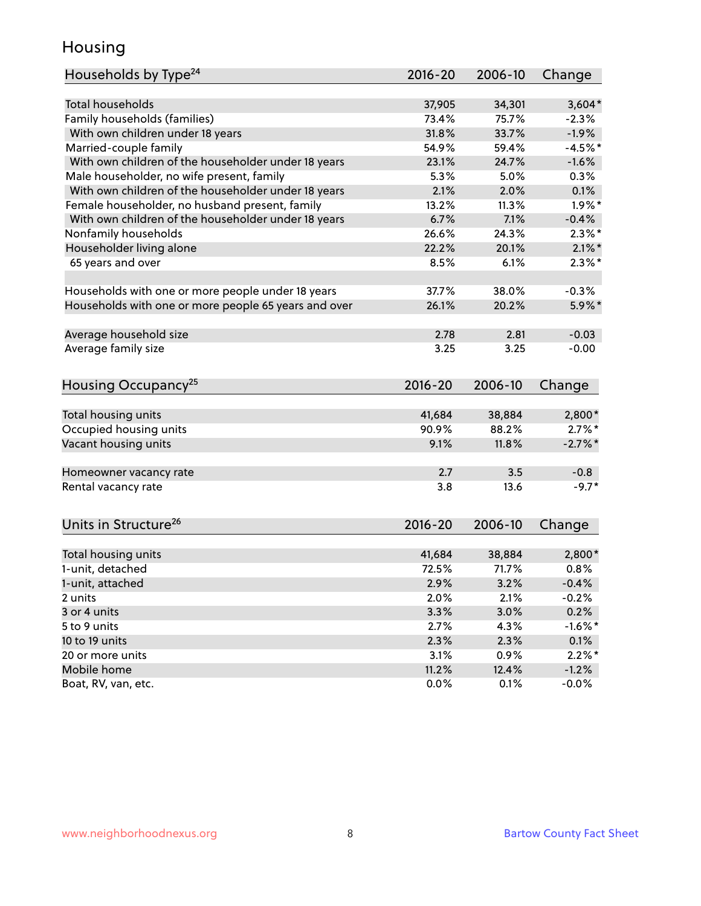# Housing

| Households by Type[24] | 2016-20 | 2006-10 | Change |
|---|---|---|---|
| Total households | 37,905 | 34,301 | 3,604* |
| Family households (families) | 73.4% | 75.7% | -2.3% |
| With own children under 18 years | 31.8% | 33.7% | -1.9% |
| Married-couple family | 54.9% | 59.4% | -4.5%* |
| With own children of the householder under 18 years | 23.1% | 24.7% | -1.6% |
| Male householder, no wife present, family | 5.3% | 5.0% | 0.3% |
| With own children of the householder under 18 years | 2.1% | 2.0% | 0.1% |
| Female householder, no husband present, family | 13.2% | 11.3% | 1.9%* |
| With own children of the householder under 18 years | 6.7% | 7.1% | -0.4% |
| Nonfamily households | 26.6% | 24.3% | 2.3%* |
| Householder living alone | 22.2% | 20.1% | 2.1%* |
| 65 years and over | 8.5% | 6.1% | 2.3%* |
| | | | |
| Households with one or more people under 18 years | 37.7% | 38.0% | -0.3% |
| Households with one or more people 65 years and over | 26.1% | 20.2% | 5.9%* |
| | | | |
| Average household size | 2.78 | 2.81 | -0.03 |
| Average family size | 3.25 | 3.25 | -0.00 |

| Housing Occupancy[25] | 2016-20 | 2006-10 | Change |
|---|---|---|---|
| Total housing units | 41,684 | 38,884 | 2,800* |
| Occupied housing units | 90.9% | 88.2% | 2.7%* |
| Vacant housing units | 9.1% | 11.8% | -2.7%* |
| | | | |
| Homeowner vacancy rate | 2.7 | 3.5 | -0.8 |
| Rental vacancy rate | 3.8 | 13.6 | -9.7* |

| Units in Structure[26] | 2016-20 | 2006-10 | Change |
|---|---|---|---|
| Total housing units | 41,684 | 38,884 | 2,800* |
| 1-unit, detached | 72.5% | 71.7% | 0.8% |
| 1-unit, attached | 2.9% | 3.2% | -0.4% |
| 2 units | 2.0% | 2.1% | -0.2% |
| 3 or 4 units | 3.3% | 3.0% | 0.2% |
| 5 to 9 units | 2.7% | 4.3% | -1.6%* |
| 10 to 19 units | 2.3% | 2.3% | 0.1% |
| 20 or more units | 3.1% | 0.9% | 2.2%* |
| Mobile home | 11.2% | 12.4% | -1.2% |
| Boat, RV, van, etc. | 0.0% | 0.1% | -0.0% |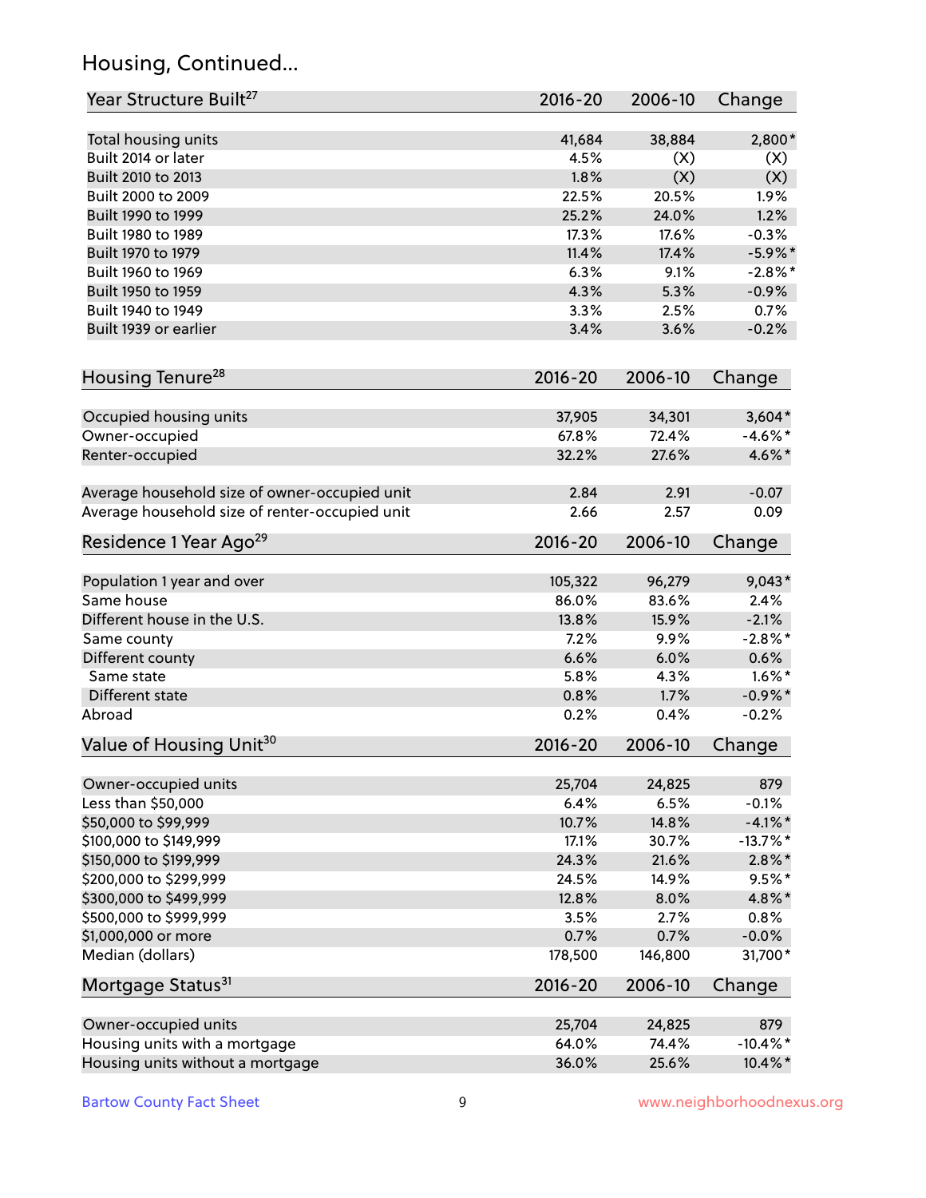## Housing, Continued...

| Year Structure Built[27] | 2016-20 | 2006-10 | Change |
|---|---|---|---|
| Total housing units | 41,684 | 38,884 | 2,800* |
| Built 2014 or later | 4.5% | (X) | (X) |
| Built 2010 to 2013 | 1.8% | (X) | (X) |
| Built 2000 to 2009 | 22.5% | 20.5% | 1.9% |
| Built 1990 to 1999 | 25.2% | 24.0% | 1.2% |
| Built 1980 to 1989 | 17.3% | 17.6% | -0.3% |
| Built 1970 to 1979 | 11.4% | 17.4% | -5.9%* |
| Built 1960 to 1969 | 6.3% | 9.1% | -2.8%* |
| Built 1950 to 1959 | 4.3% | 5.3% | -0.9% |
| Built 1940 to 1949 | 3.3% | 2.5% | 0.7% |
| Built 1939 or earlier | 3.4% | 3.6% | -0.2% |

| Housing Tenure[28] | 2016-20 | 2006-10 | Change |
|---|---|---|---|
| Occupied housing units | 37,905 | 34,301 | 3,604* |
| Owner-occupied | 67.8% | 72.4% | -4.6%* |
| Renter-occupied | 32.2% | 27.6% | 4.6%* |
| Average household size of owner-occupied unit | 2.84 | 2.91 | -0.07 |
| Average household size of renter-occupied unit | 2.66 | 2.57 | 0.09 |

| Residence 1 Year Ago[29] | 2016-20 | 2006-10 | Change |
|---|---|---|---|
| Population 1 year and over | 105,322 | 96,279 | 9,043* |
| Same house | 86.0% | 83.6% | 2.4% |
| Different house in the U.S. | 13.8% | 15.9% | -2.1% |
| Same county | 7.2% | 9.9% | -2.8%* |
| Different county | 6.6% | 6.0% | 0.6% |
| Same state | 5.8% | 4.3% | 1.6%* |
| Different state | 0.8% | 1.7% | -0.9%* |
| Abroad | 0.2% | 0.4% | -0.2% |

| Value of Housing Unit[30] | 2016-20 | 2006-10 | Change |
|---|---|---|---|
| Owner-occupied units | 25,704 | 24,825 | 879 |
| Less than $50,000 | 6.4% | 6.5% | -0.1% |
| $50,000 to $99,999 | 10.7% | 14.8% | -4.1%* |
| $100,000 to $149,999 | 17.1% | 30.7% | -13.7%* |
| $150,000 to $199,999 | 24.3% | 21.6% | 2.8%* |
| $200,000 to $299,999 | 24.5% | 14.9% | 9.5%* |
| $300,000 to $499,999 | 12.8% | 8.0% | 4.8%* |
| $500,000 to $999,999 | 3.5% | 2.7% | 0.8% |
| $1,000,000 or more | 0.7% | 0.7% | -0.0% |
| Median (dollars) | 178,500 | 146,800 | 31,700* |

| Mortgage Status[31] | 2016-20 | 2006-10 | Change |
|---|---|---|---|
| Owner-occupied units | 25,704 | 24,825 | 879 |
| Housing units with a mortgage | 64.0% | 74.4% | -10.4%* |
| Housing units without a mortgage | 36.0% | 25.6% | 10.4%* |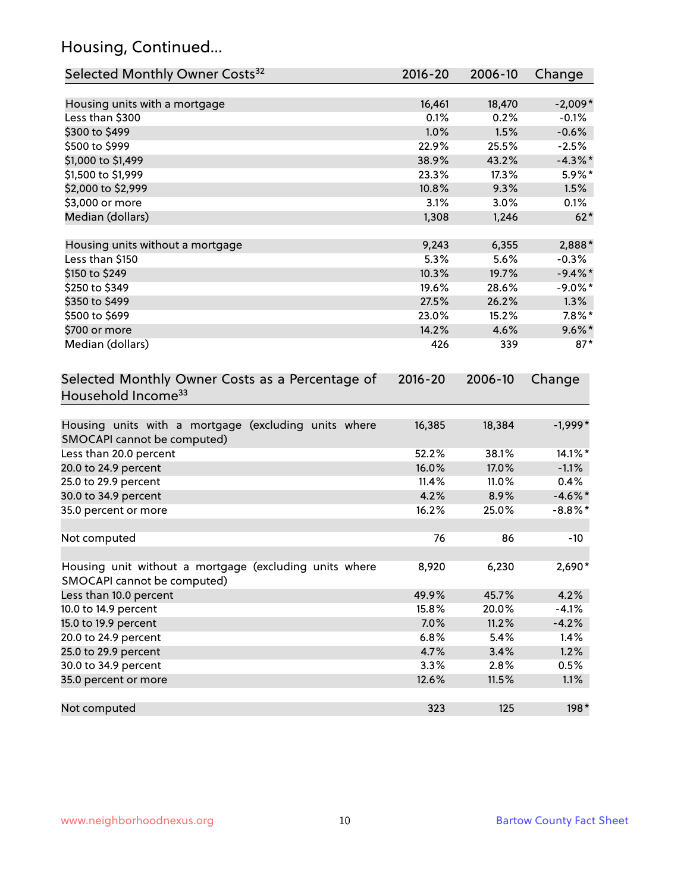## Housing, Continued...

| Selected Monthly Owner Costs[32] | 2016-20 | 2006-10 | Change |
|---|---|---|---|
| Housing units with a mortgage | 16,461 | 18,470 | -2,009* |
| Less than $300 | 0.1% | 0.2% | -0.1% |
| $300 to $499 | 1.0% | 1.5% | -0.6% |
| $500 to $999 | 22.9% | 25.5% | -2.5% |
| $1,000 to $1,499 | 38.9% | 43.2% | -4.3%* |
| $1,500 to $1,999 | 23.3% | 17.3% | 5.9%* |
| $2,000 to $2,999 | 10.8% | 9.3% | 1.5% |
| $3,000 or more | 3.1% | 3.0% | 0.1% |
| Median (dollars) | 1,308 | 1,246 | 62* |
| Housing units without a mortgage | 9,243 | 6,355 | 2,888* |
| Less than $150 | 5.3% | 5.6% | -0.3% |
| $150 to $249 | 10.3% | 19.7% | -9.4%* |
| $250 to $349 | 19.6% | 28.6% | -9.0%* |
| $350 to $499 | 27.5% | 26.2% | 1.3% |
| $500 to $699 | 23.0% | 15.2% | 7.8%* |
| $700 or more | 14.2% | 4.6% | 9.6%* |
| Median (dollars) | 426 | 339 | 87* |

| Selected Monthly Owner Costs as a Percentage of Household Income[33] | 2016-20 | 2006-10 | Change |
|---|---|---|---|
| Housing units with a mortgage (excluding units where SMOCAPI cannot be computed) | 16,385 | 18,384 | -1,999* |
| Less than 20.0 percent | 52.2% | 38.1% | 14.1%* |
| 20.0 to 24.9 percent | 16.0% | 17.0% | -1.1% |
| 25.0 to 29.9 percent | 11.4% | 11.0% | 0.4% |
| 30.0 to 34.9 percent | 4.2% | 8.9% | -4.6%* |
| 35.0 percent or more | 16.2% | 25.0% | -8.8%* |
| Not computed | 76 | 86 | -10 |
| Housing unit without a mortgage (excluding units where SMOCAPI cannot be computed) | 8,920 | 6,230 | 2,690* |
| Less than 10.0 percent | 49.9% | 45.7% | 4.2% |
| 10.0 to 14.9 percent | 15.8% | 20.0% | -4.1% |
| 15.0 to 19.9 percent | 7.0% | 11.2% | -4.2% |
| 20.0 to 24.9 percent | 6.8% | 5.4% | 1.4% |
| 25.0 to 29.9 percent | 4.7% | 3.4% | 1.2% |
| 30.0 to 34.9 percent | 3.3% | 2.8% | 0.5% |
| 35.0 percent or more | 12.6% | 11.5% | 1.1% |
| Not computed | 323 | 125 | 198* |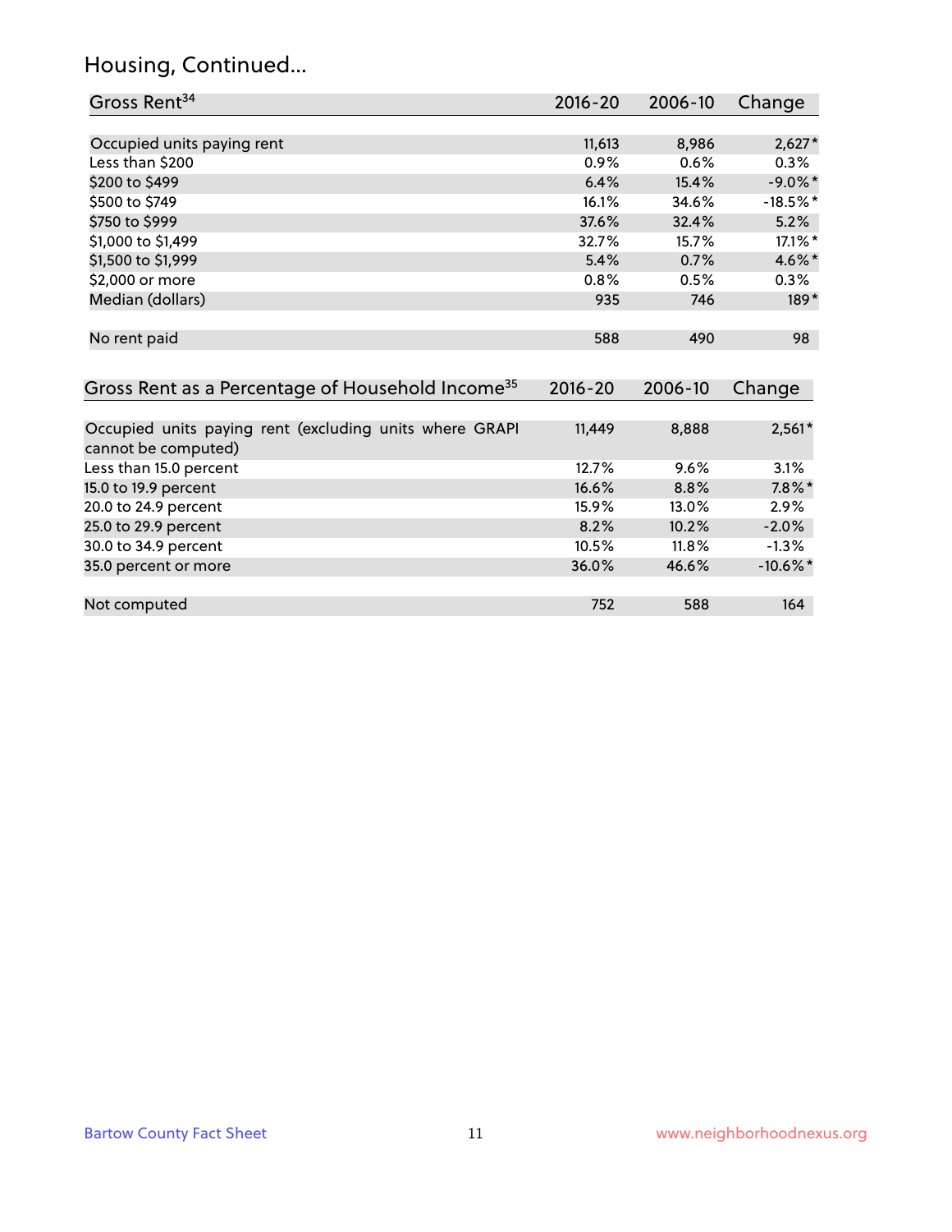# Housing, Continued...

| Gross Rent[34] | 2016-20 | 2006-10 | Change |
|---|---|---|---|
| Occupied units paying rent | 11,613 | 8,986 | 2,627* |
| Less than $200 | 0.9% | 0.6% | 0.3% |
| $200 to $499 | 6.4% | 15.4% | -9.0%* |
| $500 to $749 | 16.1% | 34.6% | -18.5%* |
| $750 to $999 | 37.6% | 32.4% | 5.2% |
| $1,000 to $1,499 | 32.7% | 15.7% | 17.1%* |
| $1,500 to $1,999 | 5.4% | 0.7% | 4.6%* |
| $2,000 or more | 0.8% | 0.5% | 0.3% |
| Median (dollars) | 935 | 746 | 189* |
| No rent paid | 588 | 490 | 98 |

| Gross Rent as a Percentage of Household Income[35] | 2016-20 | 2006-10 | Change |
|---|---|---|---|
| Occupied units paying rent (excluding units where GRAPI cannot be computed) | 11,449 | 8,888 | 2,561* |
| Less than 15.0 percent | 12.7% | 9.6% | 3.1% |
| 15.0 to 19.9 percent | 16.6% | 8.8% | 7.8%* |
| 20.0 to 24.9 percent | 15.9% | 13.0% | 2.9% |
| 25.0 to 29.9 percent | 8.2% | 10.2% | -2.0% |
| 30.0 to 34.9 percent | 10.5% | 11.8% | -1.3% |
| 35.0 percent or more | 36.0% | 46.6% | -10.6%* |
| Not computed | 752 | 588 | 164 |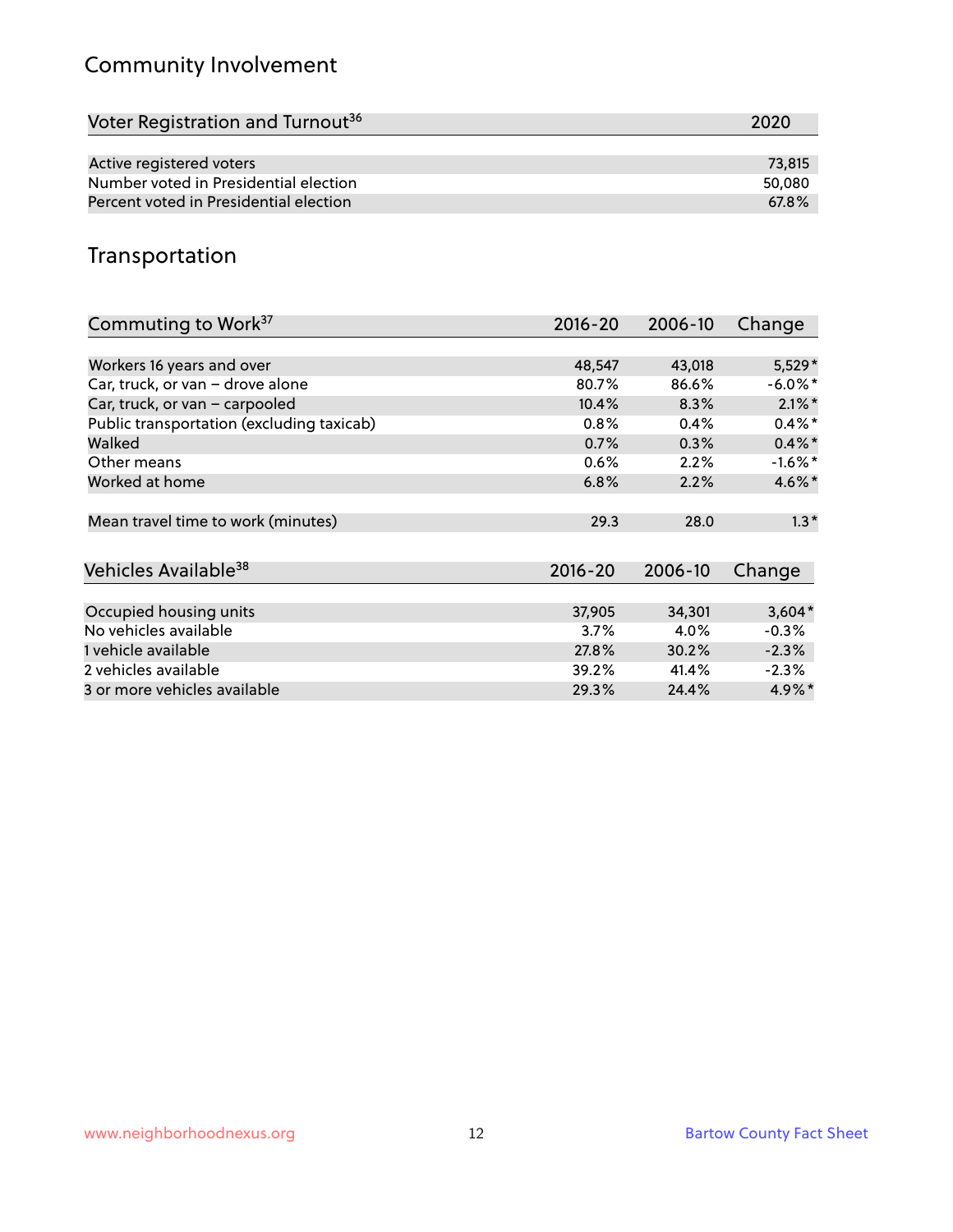## Community Involvement

| Voter Registration and Turnout[36] | 2020 |
| --- | --- |
| Active registered voters | 73,815 |
| Number voted in Presidential election | 50,080 |
| Percent voted in Presidential election | 67.8% |

## Transportation

| Commuting to Work[37] | 2016-20 | 2006-10 | Change |
| --- | --- | --- | --- |
| Workers 16 years and over | 48,547 | 43,018 | 5,529* |
| Car, truck, or van – drove alone | 80.7% | 86.6% | -6.0%* |
| Car, truck, or van – carpooled | 10.4% | 8.3% | 2.1%* |
| Public transportation (excluding taxicab) | 0.8% | 0.4% | 0.4%* |
| Walked | 0.7% | 0.3% | 0.4%* |
| Other means | 0.6% | 2.2% | -1.6%* |
| Worked at home | 6.8% | 2.2% | 4.6%* |
| Mean travel time to work (minutes) | 29.3 | 28.0 | 1.3* |

| Vehicles Available[38] | 2016-20 | 2006-10 | Change |
| --- | --- | --- | --- |
| Occupied housing units | 37,905 | 34,301 | 3,604* |
| No vehicles available | 3.7% | 4.0% | -0.3% |
| 1 vehicle available | 27.8% | 30.2% | -2.3% |
| 2 vehicles available | 39.2% | 41.4% | -2.3% |
| 3 or more vehicles available | 29.3% | 24.4% | 4.9%* |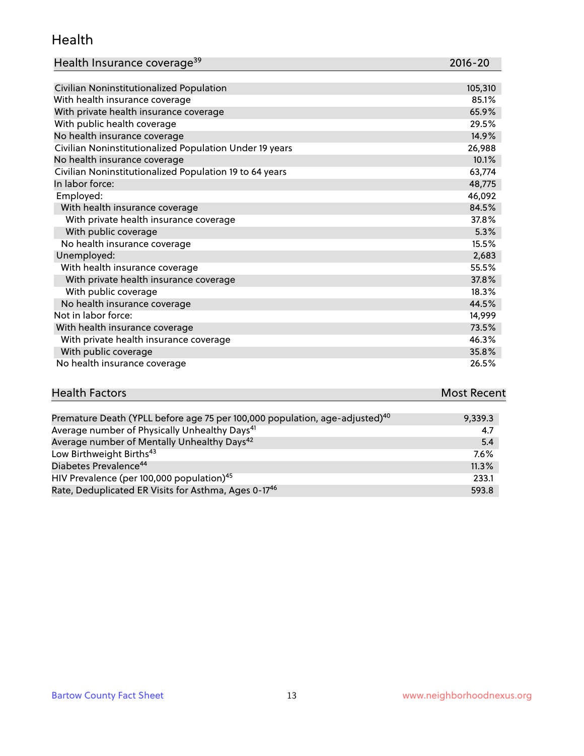## Health

| Health Insurance coverage[39] | 2016-20 |
| --- | --- |
| Civilian Noninstitutionalized Population | 105,310 |
| With health insurance coverage | 85.1% |
| With private health insurance coverage | 65.9% |
| With public health coverage | 29.5% |
| No health insurance coverage | 14.9% |
| Civilian Noninstitutionalized Population Under 19 years | 26,988 |
| No health insurance coverage | 10.1% |
| Civilian Noninstitutionalized Population 19 to 64 years | 63,774 |
| In labor force: | 48,775 |
| Employed: | 46,092 |
| With health insurance coverage | 84.5% |
| With private health insurance coverage | 37.8% |
| With public coverage | 5.3% |
| No health insurance coverage | 15.5% |
| Unemployed: | 2,683 |
| With health insurance coverage | 55.5% |
| With private health insurance coverage | 37.8% |
| With public coverage | 18.3% |
| No health insurance coverage | 44.5% |
| Not in labor force: | 14,999 |
| With health insurance coverage | 73.5% |
| With private health insurance coverage | 46.3% |
| With public coverage | 35.8% |
| No health insurance coverage | 26.5% |

| Health Factors | Most Recent |
| --- | --- |
| Premature Death (YPLL before age 75 per 100,000 population, age-adjusted)[40] | 9,339.3 |
| Average number of Physically Unhealthy Days[41] | 4.7 |
| Average number of Mentally Unhealthy Days[42] | 5.4 |
| Low Birthweight Births[43] | 7.6% |
| Diabetes Prevalence[44] | 11.3% |
| HIV Prevalence (per 100,000 population)[45] | 233.1 |
| Rate, Deduplicated ER Visits for Asthma, Ages 0-17[46] | 593.8 |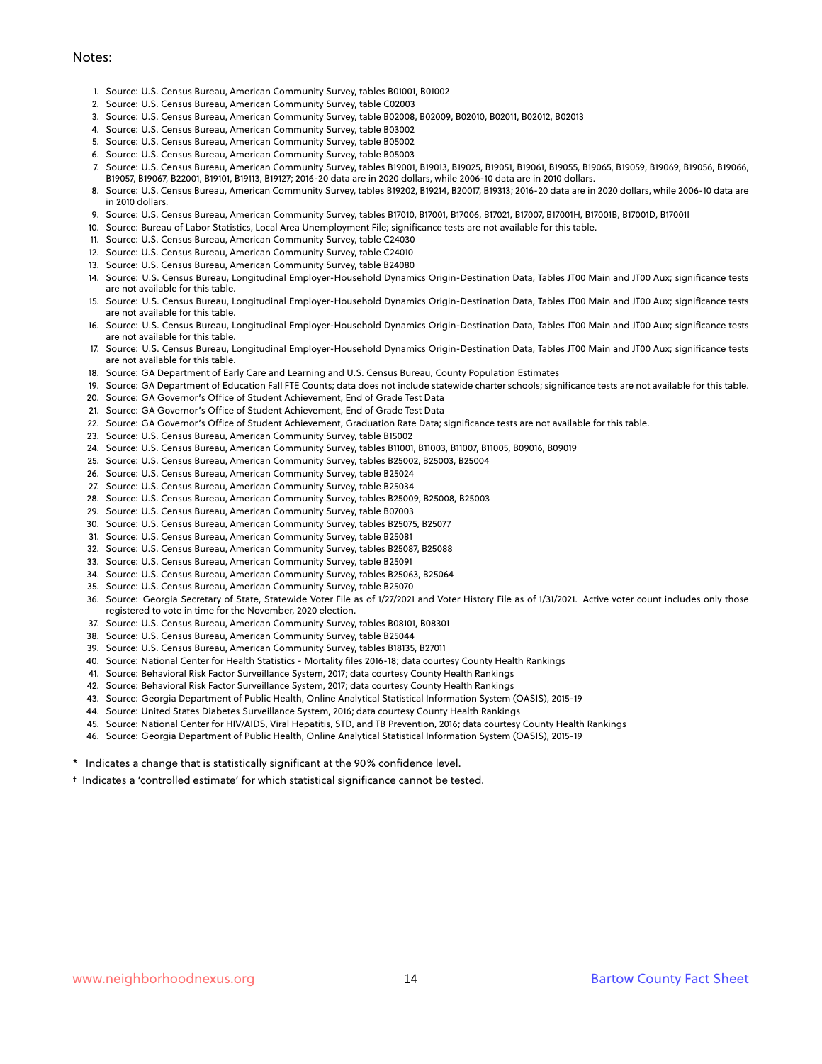Notes:

1. Source: U.S. Census Bureau, American Community Survey, tables B01001, B01002
2. Source: U.S. Census Bureau, American Community Survey, table C02003
3. Source: U.S. Census Bureau, American Community Survey, table B02008, B02009, B02010, B02011, B02012, B02013
4. Source: U.S. Census Bureau, American Community Survey, table B03002
5. Source: U.S. Census Bureau, American Community Survey, table B05002
6. Source: U.S. Census Bureau, American Community Survey, table B05003
7. Source: U.S. Census Bureau, American Community Survey, tables B19001, B19013, B19025, B19051, B19061, B19055, B19065, B19059, B19069, B19056, B19066, B19057, B19067, B22001, B19101, B19113, B19127; 2016-20 data are in 2020 dollars, while 2006-10 data are in 2010 dollars.
8. Source: U.S. Census Bureau, American Community Survey, tables B19202, B19214, B20017, B19313; 2016-20 data are in 2020 dollars, while 2006-10 data are in 2010 dollars.
9. Source: U.S. Census Bureau, American Community Survey, tables B17010, B17001, B17006, B17021, B17007, B17001H, B17001B, B17001D, B17001I
10. Source: Bureau of Labor Statistics, Local Area Unemployment File; significance tests are not available for this table.
11. Source: U.S. Census Bureau, American Community Survey, table C24030
12. Source: U.S. Census Bureau, American Community Survey, table C24010
13. Source: U.S. Census Bureau, American Community Survey, table B24080
14. Source: U.S. Census Bureau, Longitudinal Employer-Household Dynamics Origin-Destination Data, Tables JT00 Main and JT00 Aux; significance tests are not available for this table.
15. Source: U.S. Census Bureau, Longitudinal Employer-Household Dynamics Origin-Destination Data, Tables JT00 Main and JT00 Aux; significance tests are not available for this table.
16. Source: U.S. Census Bureau, Longitudinal Employer-Household Dynamics Origin-Destination Data, Tables JT00 Main and JT00 Aux; significance tests are not available for this table.
17. Source: U.S. Census Bureau, Longitudinal Employer-Household Dynamics Origin-Destination Data, Tables JT00 Main and JT00 Aux; significance tests are not available for this table.
18. Source: GA Department of Early Care and Learning and U.S. Census Bureau, County Population Estimates
19. Source: GA Department of Education Fall FTE Counts; data does not include statewide charter schools; significance tests are not available for this table.
20. Source: GA Governor's Office of Student Achievement, End of Grade Test Data
21. Source: GA Governor's Office of Student Achievement, End of Grade Test Data
22. Source: GA Governor's Office of Student Achievement, Graduation Rate Data; significance tests are not available for this table.
23. Source: U.S. Census Bureau, American Community Survey, table B15002
24. Source: U.S. Census Bureau, American Community Survey, tables B11001, B11003, B11007, B11005, B09016, B09019
25. Source: U.S. Census Bureau, American Community Survey, tables B25002, B25003, B25004
26. Source: U.S. Census Bureau, American Community Survey, table B25024
27. Source: U.S. Census Bureau, American Community Survey, table B25034
28. Source: U.S. Census Bureau, American Community Survey, tables B25009, B25008, B25003
29. Source: U.S. Census Bureau, American Community Survey, table B07003
30. Source: U.S. Census Bureau, American Community Survey, tables B25075, B25077
31. Source: U.S. Census Bureau, American Community Survey, table B25081
32. Source: U.S. Census Bureau, American Community Survey, tables B25087, B25088
33. Source: U.S. Census Bureau, American Community Survey, table B25091
34. Source: U.S. Census Bureau, American Community Survey, tables B25063, B25064
35. Source: U.S. Census Bureau, American Community Survey, table B25070
36. Source: Georgia Secretary of State, Statewide Voter File as of 1/27/2021 and Voter History File as of 1/31/2021. Active voter count includes only those registered to vote in time for the November, 2020 election.
37. Source: U.S. Census Bureau, American Community Survey, tables B08101, B08301
38. Source: U.S. Census Bureau, American Community Survey, table B25044
39. Source: U.S. Census Bureau, American Community Survey, tables B18135, B27011
40. Source: National Center for Health Statistics - Mortality files 2016-18; data courtesy County Health Rankings
41. Source: Behavioral Risk Factor Surveillance System, 2017; data courtesy County Health Rankings
42. Source: Behavioral Risk Factor Surveillance System, 2017; data courtesy County Health Rankings
43. Source: Georgia Department of Public Health, Online Analytical Statistical Information System (OASIS), 2015-19
44. Source: United States Diabetes Surveillance System, 2016; data courtesy County Health Rankings
45. Source: National Center for HIV/AIDS, Viral Hepatitis, STD, and TB Prevention, 2016; data courtesy County Health Rankings
46. Source: Georgia Department of Public Health, Online Analytical Statistical Information System (OASIS), 2015-19

\* Indicates a change that is statistically significant at the 90% confidence level.

† Indicates a 'controlled estimate' for which statistical significance cannot be tested.